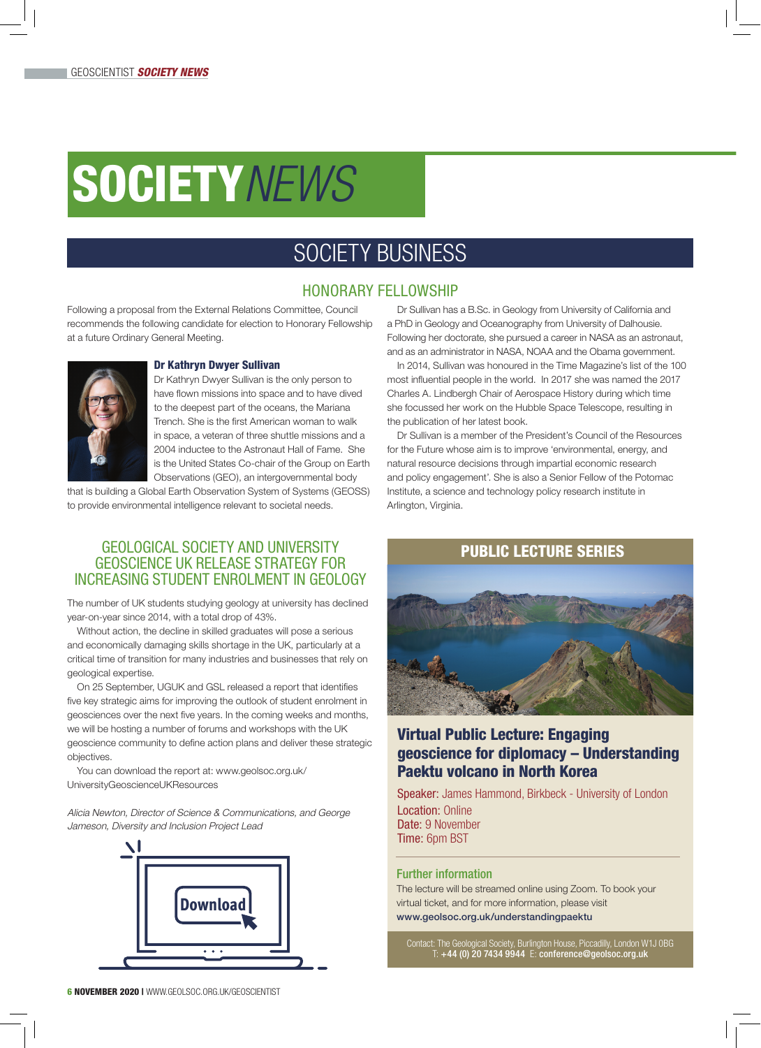# SOCIETY *NEWS*

## SOCIETY BUSINESS

### HONORARY FELLOWSHIP

Following a proposal from the External Relations Committee, Council recommends the following candidate for election to Honorary Fellowship at a future Ordinary General Meeting.

**Dr Kathryn Dwyer Sullivan**

Dr Kathryn Dwyer Sullivan is the only person to have flown missions into space and to have dived to the deepest part of the oceans, the Mariana Trench. She is the first American woman to walk in space, a veteran of three shuttle missions and a 2004 inductee to the Astronaut Hall of Fame. She is the United States Co-chair of the Group on Earth Observations (GEO), an intergovernmental body that is building a Global Earth Observation System of Systems (GEOSS) to provide environmental intelligence relevant to societal needs.

Dr Sullivan has a B.Sc. in Geology from University of California and a PhD in Geology and Oceanography from University of Dalhousie. Following her doctorate, she pursued a career in NASA as an astronaut, and as an administrator in NASA, NOAA and the Obama government.

In 2014, Sullivan was honoured in the Time Magazine's list of the 100 most influential people in the world. In 2017 she was named the 2017 Charles A. Lindbergh Chair of Aerospace History during which time she focussed her work on the Hubble Space Telescope, resulting in the publication of her latest book.

Dr Sullivan is a member of the President's Council of the Resources for the Future whose aim is to improve 'environmental, energy, and natural resource decisions through impartial economic research and policy engagement'. She is also a Senior Fellow of the Potomac Institute, a science and technology policy research institute in Arlington, Virginia.

### GEOLOGICAL SOCIETY AND UNIVERSITY GEOSCIENCE UK RELEASE STRATEGY FOR INCREASING STUDENT ENROLMENT IN GEOLOGY

The number of UK students studying geology at university has declined year-on-year since 2014, with a total drop of 43%.

Without action, the decline in skilled graduates will pose a serious and economically damaging skills shortage in the UK, particularly at a critical time of transition for many industries and businesses that rely on geological expertise.

On 25 September, UGUK and GSL released a report that identifies five key strategic aims for improving the outlook of student enrolment in geosciences over the next five years. In the coming weeks and months, we will be hosting a number of forums and workshops with the UK geoscience community to define action plans and deliver these strategic objectives.

You can download the report at: www.geolsoc.org.uk/UniversityGeoscienceUKResources

*Alicia Newton, Director of Science & Communications, and George Jameson, Diversity and Inclusion Project Lead*

### PUBLIC LECTURE SERIES

**Virtual Public Lecture: Engaging geoscience for diplomacy – Understanding Paektu volcano in North Korea**

Speaker: James Hammond, Birkbeck - University of London
Location: Online
Date: 9 November
Time: 6pm BST

**Further information**

The lecture will be streamed online using Zoom. To book your virtual ticket, and for more information, please visit **www.geolsoc.org.uk/understandingpaektu**

Contact: The Geological Society, Burlington House, Piccadilly, London W1J 0BG
T: **+44 (0) 20 7434 9944** E: **conference@geolsoc.org.uk**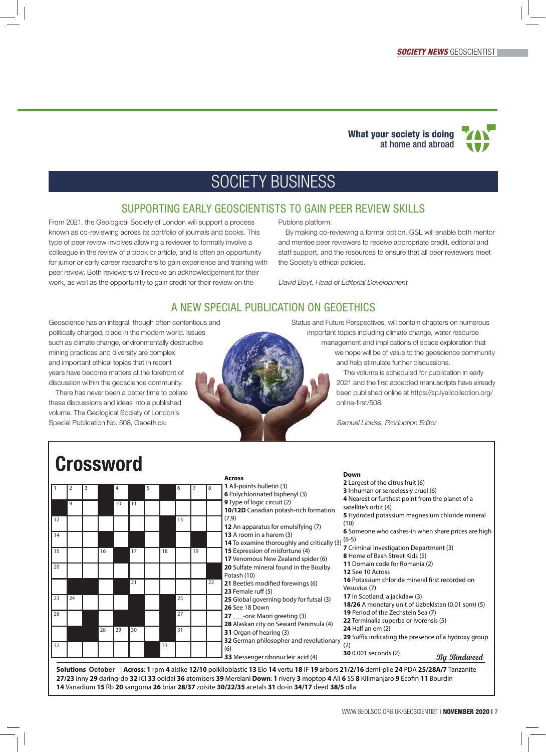What your society is doing at home and abroad

# SOCIETY BUSINESS

## SUPPORTING EARLY GEOSCIENTISTS TO GAIN PEER REVIEW SKILLS

From 2021, the Geological Society of London will support a process known as co-reviewing across its portfolio of journals and books. This type of peer review involves allowing a reviewer to formally involve a colleague in the review of a book or article, and is often an opportunity for junior or early career researchers to gain experience and training with peer review. Both reviewers will receive an acknowledgement for their work, as well as the opportunity to gain credit for their review on the Publons platform.

By making co-reviewing a formal option, GSL will enable both mentor and mentee peer reviewers to receive appropriate credit, editorial and staff support, and the resources to ensure that all peer reviewers meet the Society's ethical policies.

*David Boyt, Head of Editorial Development*

## A NEW SPECIAL PUBLICATION ON GEOETHICS

Geoscience has an integral, though often contentious and politically charged, place in the modern world. Issues such as climate change, environmentally destructive mining practices and diversity are complex and important ethical topics that in recent years have become matters at the forefront of discussion within the geoscience community.

There has never been a better time to collate these discussions and ideas into a published volume. The Geological Society of London's Special Publication No. 508, Geoethics: Status and Future Perspectives, will contain chapters on numerous important topics including climate change, water resource management and implications of space exploration that we hope will be of value to the geoscience community and help stimulate further discussions.

The volume is scheduled for publication in early 2021 and the first accepted manuscripts have already been published online at https://sp.lyellcollection.org/online-first/508.

*Samuel Lickiss, Production Editor*

# Crossword

**Across**

**1** All-points bulletin (3)
**6** Polychlorinated biphenyl (3)
**9** Type of logic circuit (2)
**10/12D** Canadian potash-rich formation (7,9)
**12** An apparatus for emulsifying (7)
**13** A room in a harem (3)
**14** To examine thoroughly and critically (3)
**15** Expression of misfortune (4)
**17** Venomous New Zealand spider (6)
**20** Sulfate mineral found in the Boulby Potash (10)
**21** Beetle's modified forewings (6)
**23** Female ruff (5)
**25** Global governing body for futsal (3)
**26** See 18 Down
**27** ___-ora: Maori greeting (3)
**28** Alaskan city on Seward Peninsula (4)
**31** Organ of hearing (3)
**32** German philosopher and revolutionary (6)
**33** Messenger ribonucleic acid (4)

**Down**

**2** Largest of the citrus fruit (6)
**3** Inhuman or senselessly cruel (6)
**4** Nearest or furthest point from the planet of a satellite's orbit (4)
**5** Hydrated potassium magnesium chloride mineral (10)
**6** Someone who cashes-in when share prices are high (6-5)
**7** Criminal Investigation Department (3)
**8** Home of Bash Street Kids (5)
**11** Domain code for Romania (2)
**12** See 10 Across
**16** Potassium chloride mineral first recorded on Vesuvius (7)
**17** In Scotland, a jackdaw (3)
**18/26** A monetary unit of Uzbekistan (0.01 som) (5)
**19** Period of the Zechstein Sea (7)
**22** Terminalia superba or ivorensis (5)
**24** Half an em (2)
**29** Suffix indicating the presence of a hydroxy group (2)
**30** 0.001 seconds (2)

*By Bindweed*

**Solutions October** | **Across**: **1** rpm **4** alsike **12/10** poikiloblastic **13** Elo **14** vertu **18** IF **19** arbors **21/2/16** demi-plie **24** PDA **25/28A/7** Tanzanite **27/23** inny **29** daring-do **32** ICI **33** ooidal **36** atomisers **39** Merelani **Down**: **1** rivery **3** moptop **4** Ali **6** SS **8** Kilimanjaro **9** Ecofin **11** Bourdin **14** Vanadium **15** Rb **20** sangoma **26** briar **28/37** zoisite **30/22/35** acetals **31** do-in **34/17** deed **38/5** olla